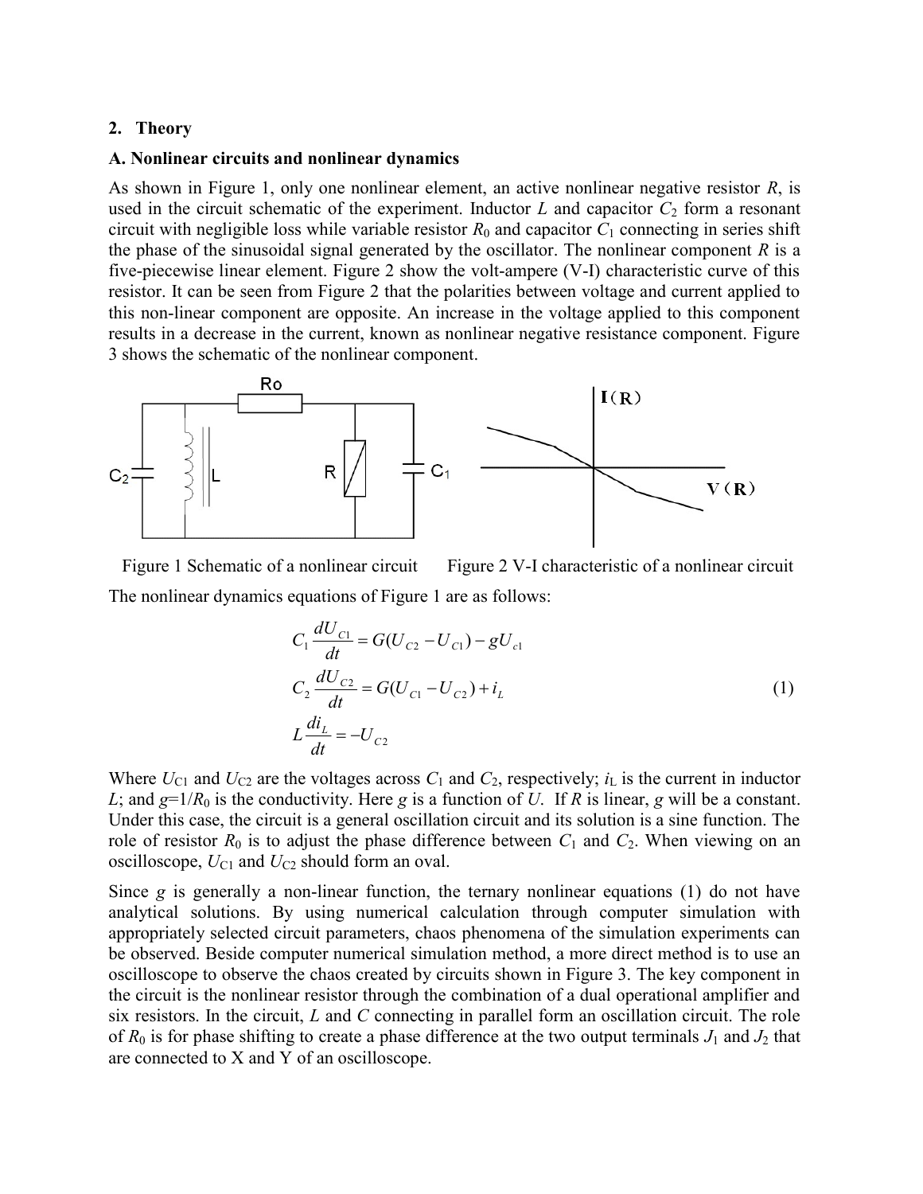## 2. Theory

### A. Nonlinear circuits and nonlinear dynamics

As shown in Figure 1, only one nonlinear element, an active nonlinear negative resistor $R$, is used in the circuit schematic of the experiment. Inductor $L$ and capacitor $C_2$ form a resonant circuit with negligible loss while variable resistor $R_0$ and capacitor $C_1$ connecting in series shift the phase of the sinusoidal signal generated by the oscillator. The nonlinear component $R$ is a five-piecewise linear element. Figure 2 show the volt-ampere (V-I) characteristic curve of this resistor. It can be seen from Figure 2 that the polarities between voltage and current applied to this non-linear component are opposite. An increase in the voltage applied to this component results in a decrease in the current, known as nonlinear negative resistance component. Figure 3 shows the schematic of the nonlinear component.

Figure 1 Schematic of a nonlinear circuit

Figure 2 V-I characteristic of a nonlinear circuit

The nonlinear dynamics equations of Figure 1 are as follows:

$$
\begin{aligned}
C_1 \frac{dU_{C1}}{dt} &= G(U_{C2} - U_{C1}) - gU_{c1} \\
C_2 \frac{dU_{C2}}{dt} &= G(U_{C1} - U_{C2}) + i_L \\
L \frac{di_L}{dt} &= -U_{C2}
\end{aligned}
\tag{1}
$$

Where $U_{C1}$ and $U_{C2}$ are the voltages across $C_1$ and $C_2$, respectively; $i_L$ is the current in inductor $L$; and $g=1/R_0$ is the conductivity. Here $g$ is a function of $U$. If $R$ is linear, $g$ will be a constant. Under this case, the circuit is a general oscillation circuit and its solution is a sine function. The role of resistor $R_0$ is to adjust the phase difference between $C_1$ and $C_2$. When viewing on an oscilloscope, $U_{C1}$ and $U_{C2}$ should form an oval.

Since $g$ is generally a non-linear function, the ternary nonlinear equations (1) do not have analytical solutions. By using numerical calculation through computer simulation with appropriately selected circuit parameters, chaos phenomena of the simulation experiments can be observed. Beside computer numerical simulation method, a more direct method is to use an oscilloscope to observe the chaos created by circuits shown in Figure 3. The key component in the circuit is the nonlinear resistor through the combination of a dual operational amplifier and six resistors. In the circuit, $L$ and $C$ connecting in parallel form an oscillation circuit. The role of $R_0$ is for phase shifting to create a phase difference at the two output terminals $J_1$ and $J_2$ that are connected to X and Y of an oscilloscope.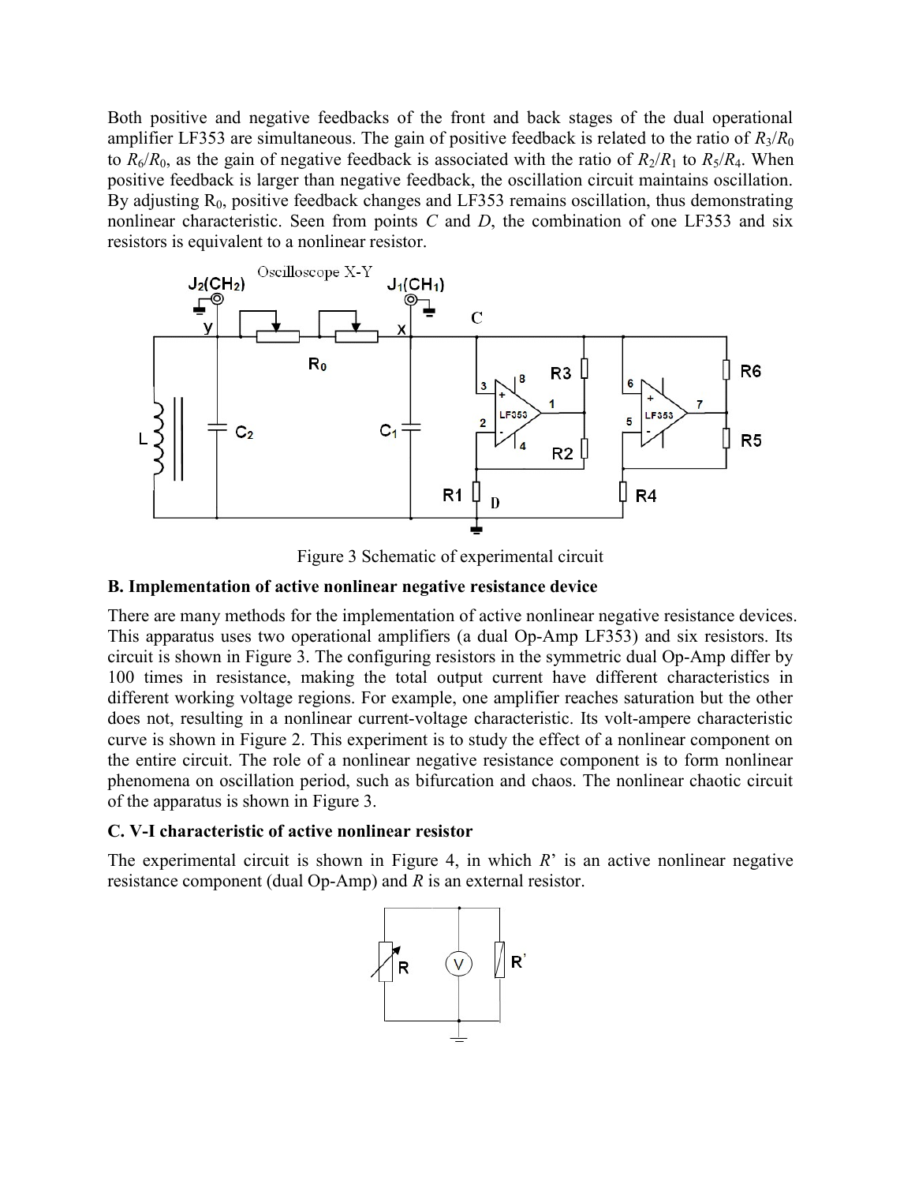Both positive and negative feedbacks of the front and back stages of the dual operational amplifier LF353 are simultaneous. The gain of positive feedback is related to the ratio of $R_3/R_0$ to $R_6/R_0$, as the gain of negative feedback is associated with the ratio of $R_2/R_1$ to $R_5/R_4$. When positive feedback is larger than negative feedback, the oscillation circuit maintains oscillation. By adjusting $R_0$, positive feedback changes and LF353 remains oscillation, thus demonstrating nonlinear characteristic. Seen from points *C* and *D*, the combination of one LF353 and six resistors is equivalent to a nonlinear resistor.

Figure 3 Schematic of experimental circuit

### B. Implementation of active nonlinear negative resistance device

There are many methods for the implementation of active nonlinear negative resistance devices. This apparatus uses two operational amplifiers (a dual Op-Amp LF353) and six resistors. Its circuit is shown in Figure 3. The configuring resistors in the symmetric dual Op-Amp differ by 100 times in resistance, making the total output current have different characteristics in different working voltage regions. For example, one amplifier reaches saturation but the other does not, resulting in a nonlinear current-voltage characteristic. Its volt-ampere characteristic curve is shown in Figure 2. This experiment is to study the effect of a nonlinear component on the entire circuit. The role of a nonlinear negative resistance component is to form nonlinear phenomena on oscillation period, such as bifurcation and chaos. The nonlinear chaotic circuit of the apparatus is shown in Figure 3.

### C. V-I characteristic of active nonlinear resistor

The experimental circuit is shown in Figure 4, in which *R*' is an active nonlinear negative resistance component (dual Op-Amp) and *R* is an external resistor.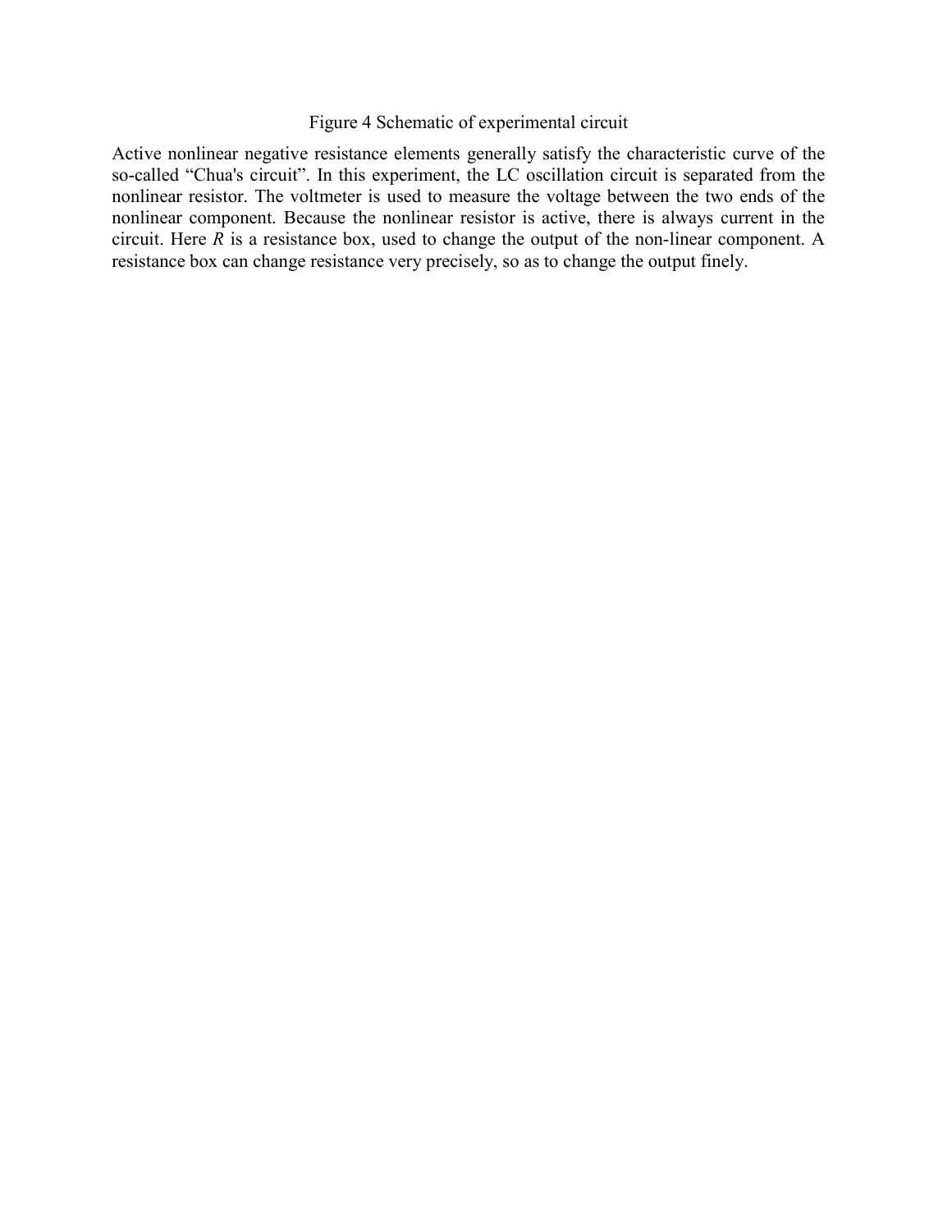Figure 4 Schematic of experimental circuit

Active nonlinear negative resistance elements generally satisfy the characteristic curve of the so-called "Chua's circuit". In this experiment, the LC oscillation circuit is separated from the nonlinear resistor. The voltmeter is used to measure the voltage between the two ends of the nonlinear component. Because the nonlinear resistor is active, there is always current in the circuit. Here $R$ is a resistance box, used to change the output of the non-linear component. A resistance box can change resistance very precisely, so as to change the output finely.